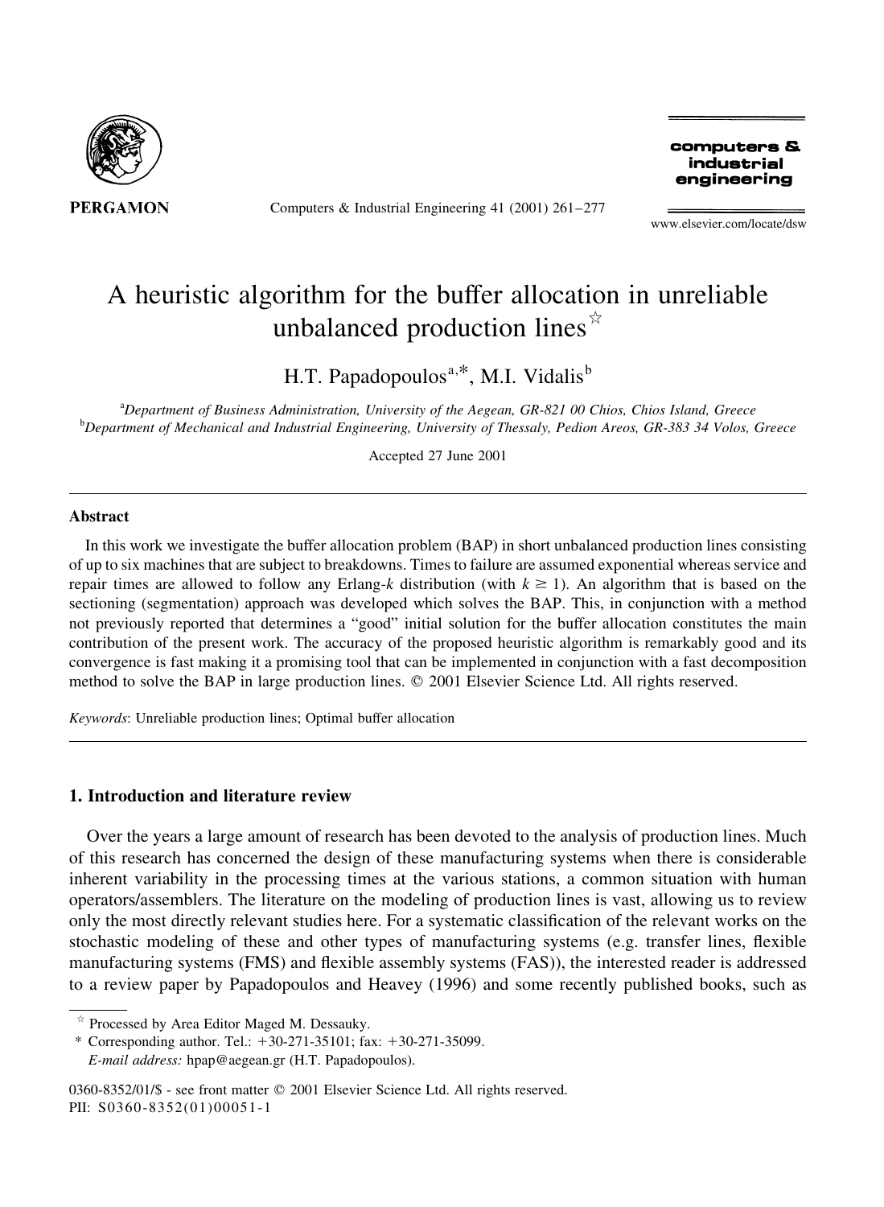# A heuristic algorithm for the buffer allocation in unreliable unbalanced production lines[☆]

H.T. Papadopoulos[a,*], M.I. Vidalis[b]

[a]Department of Business Administration, University of the Aegean, GR-821 00 Chios, Chios Island, Greece
[b]Department of Mechanical and Industrial Engineering, University of Thessaly, Pedion Areos, GR-383 34 Volos, Greece

Accepted 27 June 2001

## Abstract

In this work we investigate the buffer allocation problem (BAP) in short unbalanced production lines consisting of up to six machines that are subject to breakdowns. Times to failure are assumed exponential whereas service and repair times are allowed to follow any Erlang-$k$ distribution (with $k \geq 1$). An algorithm that is based on the sectioning (segmentation) approach was developed which solves the BAP. This, in conjunction with a method not previously reported that determines a "good" initial solution for the buffer allocation constitutes the main contribution of the present work. The accuracy of the proposed heuristic algorithm is remarkably good and its convergence is fast making it a promising tool that can be implemented in conjunction with a fast decomposition method to solve the BAP in large production lines. © 2001 Elsevier Science Ltd. All rights reserved.

*Keywords*: Unreliable production lines; Optimal buffer allocation

## 1. Introduction and literature review

Over the years a large amount of research has been devoted to the analysis of production lines. Much of this research has concerned the design of these manufacturing systems when there is considerable inherent variability in the processing times at the various stations, a common situation with human operators/assemblers. The literature on the modeling of production lines is vast, allowing us to review only the most directly relevant studies here. For a systematic classification of the relevant works on the stochastic modeling of these and other types of manufacturing systems (e.g. transfer lines, flexible manufacturing systems (FMS) and flexible assembly systems (FAS)), the interested reader is addressed to a review paper by Papadopoulos and Heavey (1996) and some recently published books, such as

---

☆ Processed by Area Editor Maged M. Dessauky.

\* Corresponding author. Tel.: +30-271-35101; fax: +30-271-35099.
*E-mail address:* hpap@aegean.gr (H.T. Papadopoulos).

0360-8352/01/$ - see front matter © 2001 Elsevier Science Ltd. All rights reserved.
PII: S0360-8352(01)00051-1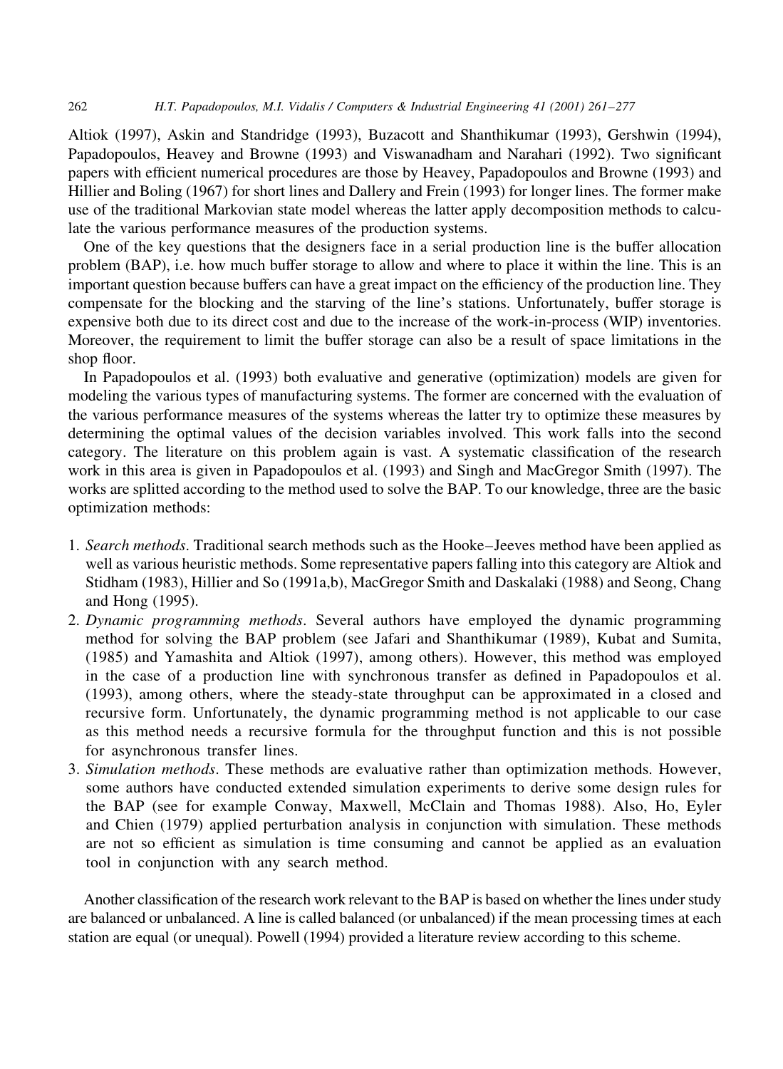Altiok (1997), Askin and Standridge (1993), Buzacott and Shanthikumar (1993), Gershwin (1994), Papadopoulos, Heavey and Browne (1993) and Viswanadham and Narahari (1992). Two significant papers with efficient numerical procedures are those by Heavey, Papadopoulos and Browne (1993) and Hillier and Boling (1967) for short lines and Dallery and Frein (1993) for longer lines. The former make use of the traditional Markovian state model whereas the latter apply decomposition methods to calculate the various performance measures of the production systems.

One of the key questions that the designers face in a serial production line is the buffer allocation problem (BAP), i.e. how much buffer storage to allow and where to place it within the line. This is an important question because buffers can have a great impact on the efficiency of the production line. They compensate for the blocking and the starving of the line's stations. Unfortunately, buffer storage is expensive both due to its direct cost and due to the increase of the work-in-process (WIP) inventories. Moreover, the requirement to limit the buffer storage can also be a result of space limitations in the shop floor.

In Papadopoulos et al. (1993) both evaluative and generative (optimization) models are given for modeling the various types of manufacturing systems. The former are concerned with the evaluation of the various performance measures of the systems whereas the latter try to optimize these measures by determining the optimal values of the decision variables involved. This work falls into the second category. The literature on this problem again is vast. A systematic classification of the research work in this area is given in Papadopoulos et al. (1993) and Singh and MacGregor Smith (1997). The works are splitted according to the method used to solve the BAP. To our knowledge, three are the basic optimization methods:

1. *Search methods*. Traditional search methods such as the Hooke–Jeeves method have been applied as well as various heuristic methods. Some representative papers falling into this category are Altiok and Stidham (1983), Hillier and So (1991a,b), MacGregor Smith and Daskalaki (1988) and Seong, Chang and Hong (1995).
2. *Dynamic programming methods*. Several authors have employed the dynamic programming method for solving the BAP problem (see Jafari and Shanthikumar (1989), Kubat and Sumita, (1985) and Yamashita and Altiok (1997), among others). However, this method was employed in the case of a production line with synchronous transfer as defined in Papadopoulos et al. (1993), among others, where the steady-state throughput can be approximated in a closed and recursive form. Unfortunately, the dynamic programming method is not applicable to our case as this method needs a recursive formula for the throughput function and this is not possible for asynchronous transfer lines.
3. *Simulation methods*. These methods are evaluative rather than optimization methods. However, some authors have conducted extended simulation experiments to derive some design rules for the BAP (see for example Conway, Maxwell, McClain and Thomas 1988). Also, Ho, Eyler and Chien (1979) applied perturbation analysis in conjunction with simulation. These methods are not so efficient as simulation is time consuming and cannot be applied as an evaluation tool in conjunction with any search method.

Another classification of the research work relevant to the BAP is based on whether the lines under study are balanced or unbalanced. A line is called balanced (or unbalanced) if the mean processing times at each station are equal (or unequal). Powell (1994) provided a literature review according to this scheme.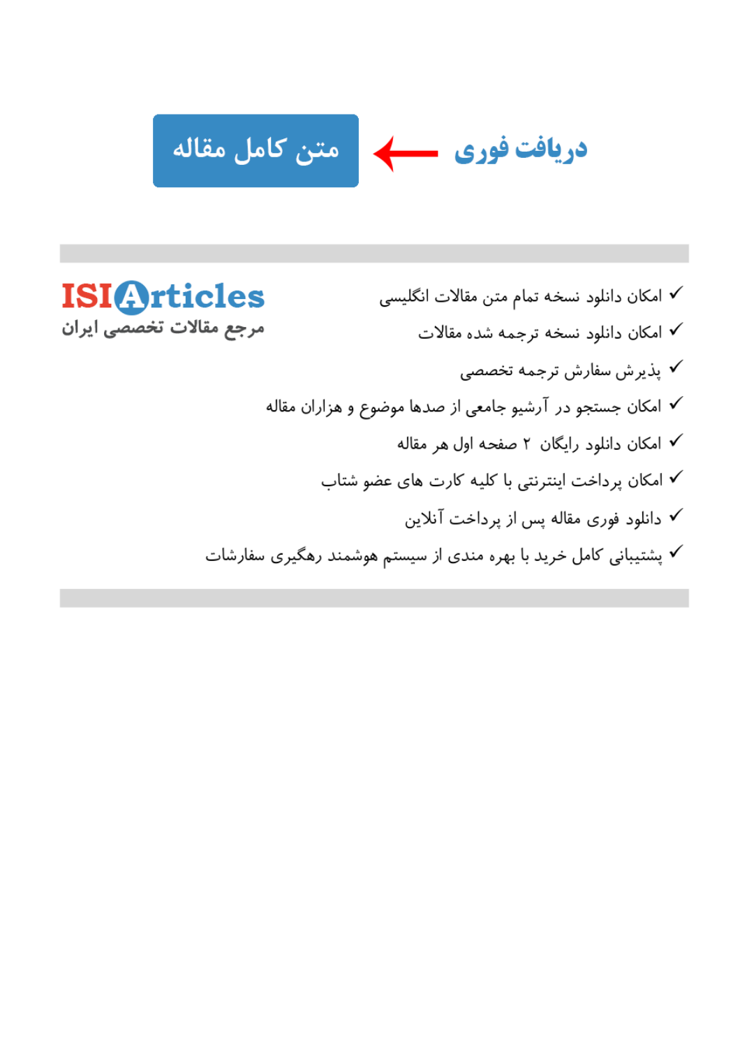دریافت فوری ← متن کامل مقاله

**ISIArticles**
مرجع مقالات تخصصی ایران

- ✓ امکان دانلود نسخه تمام متن مقالات انگلیسی
- ✓ امکان دانلود نسخه ترجمه شده مقالات
- ✓ پذیرش سفارش ترجمه تخصصی
- ✓ امکان جستجو در آرشیو جامعی از صدها موضوع و هزاران مقاله
- ✓ امکان دانلود رایگان ۲ صفحه اول هر مقاله
- ✓ امکان پرداخت اینترنتی با کلیه کارت های عضو شتاب
- ✓ دانلود فوری مقاله پس از پرداخت آنلاین
- ✓ پشتیبانی کامل خرید با بهره مندی از سیستم هوشمند رهگیری سفارشات